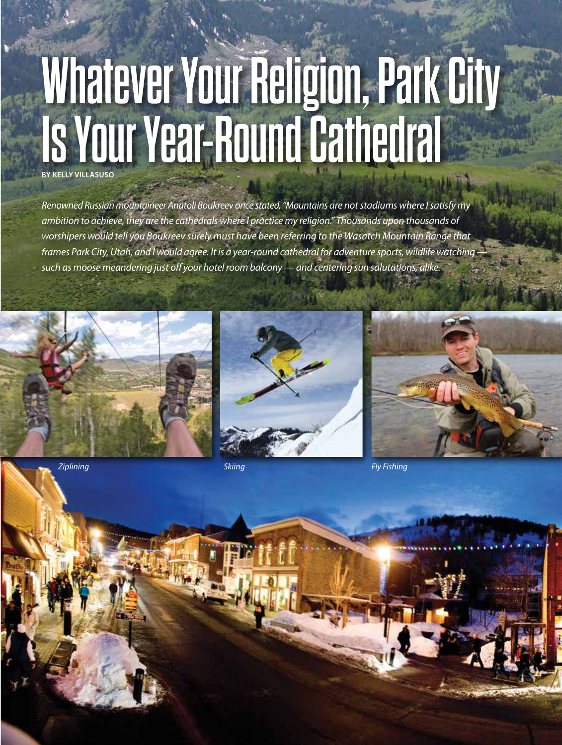# Whatever Your Religion, Park City Is Your Year-Round Cathedral

**BY KELLY VILLASUSO**

*Renowned Russian mountaineer Anatoli Boukreev once stated, "Mountains are not stadiums where I satisfy my ambition to achieve, they are the cathedrals where I practice my religion." Thousands upon thousands of worshipers would tell you Boukreev surely must have been referring to the Wasatch Mountain Range that frames Park City, Utah, and I would agree. It is a year-round cathedral for adventure sports, wildlife watching — such as moose meandering just off your hotel room balcony — and centering sun salutations, alike.*

*Ziplining*

*Skiing*

*Fly Fishing*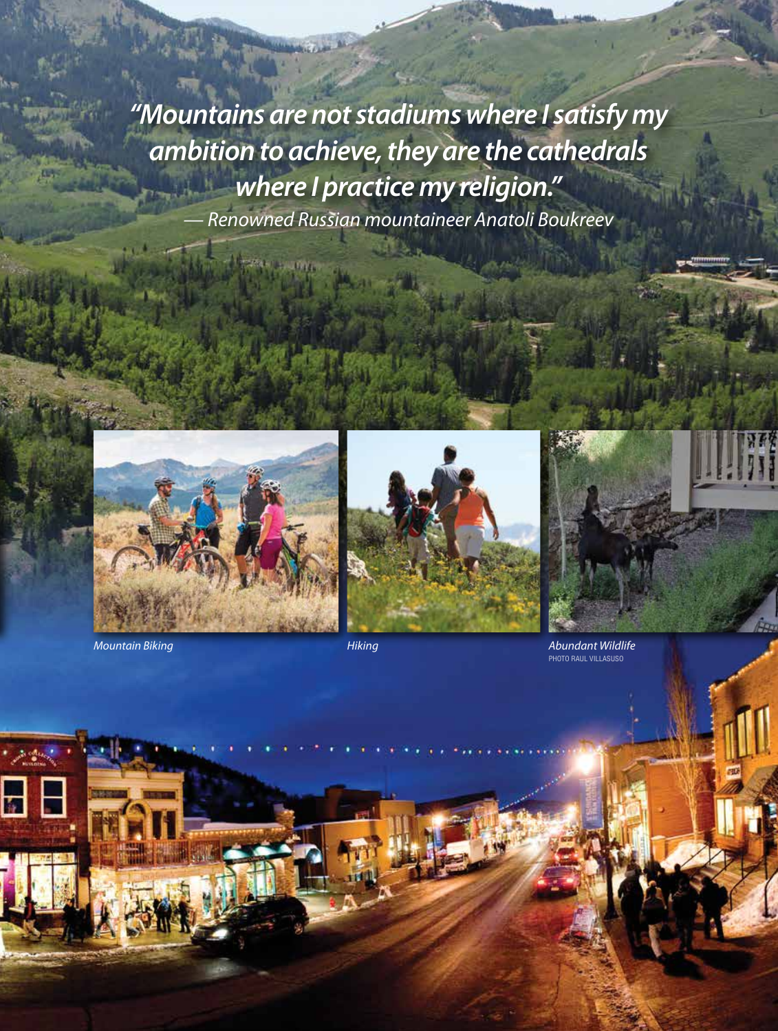*"Mountains are not stadiums where I satisfy my ambition to achieve, they are the cathedrals where I practice my religion."*

*— Renowned Russian mountaineer Anatoli Boukreev*

*Mountain Biking*

*Hiking*

*Abundant Wildlife*
PHOTO RAUL VILLASUSO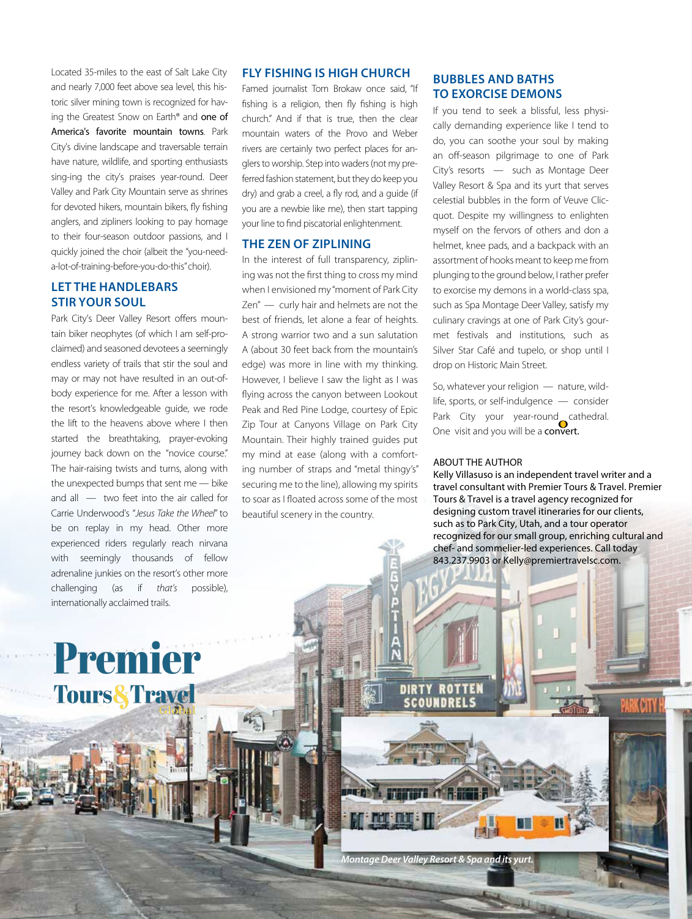Located 35-miles to the east of Salt Lake City and nearly 7,000 feet above sea level, this historic silver mining town is recognized for having the Greatest Snow on Earth® and one of America's favorite mountain towns. Park City's divine landscape and traversable terrain have nature, wildlife, and sporting enthusiasts sing-ing the city's praises year-round. Deer Valley and Park City Mountain serve as shrines for devoted hikers, mountain bikers, fly fishing anglers, and zipliners looking to pay homage to their four-season outdoor passions, and I quickly joined the choir (albeit the "you-need-a-lot-of-training-before-you-do-this" choir).

## LET THE HANDLEBARS STIR YOUR SOUL

Park City's Deer Valley Resort offers mountain biker neophytes (of which I am self-proclaimed) and seasoned devotees a seemingly endless variety of trails that stir the soul and may or may not have resulted in an out-of-body experience for me. After a lesson with the resort's knowledgeable guide, we rode the lift to the heavens above where I then started the breathtaking, prayer-evoking journey back down on the "novice course." The hair-raising twists and turns, along with the unexpected bumps that sent me — bike and all — two feet into the air called for Carrie Underwood's "*Jesus Take the Wheel*" to be on replay in my head. Other more experienced riders regularly reach nirvana with seemingly thousands of fellow adrenaline junkies on the resort's other more challenging (as if *that's* possible), internationally acclaimed trails.

## FLY FISHING IS HIGH CHURCH

Famed journalist Tom Brokaw once said, "If fishing is a religion, then fly fishing is high church." And if that is true, then the clear mountain waters of the Provo and Weber rivers are certainly two perfect places for anglers to worship. Step into waders (not my preferred fashion statement, but they do keep you dry) and grab a creel, a fly rod, and a guide (if you are a newbie like me), then start tapping your line to find piscatorial enlightenment.

## THE ZEN OF ZIPLINING

In the interest of full transparency, ziplining was not the first thing to cross my mind when I envisioned my "moment of Park City Zen" — curly hair and helmets are not the best of friends, let alone a fear of heights. A strong warrior two and a sun salutation A (about 30 feet back from the mountain's edge) was more in line with my thinking. However, I believe I saw the light as I was flying across the canyon between Lookout Peak and Red Pine Lodge, courtesy of Epic Zip Tour at Canyons Village on Park City Mountain. Their highly trained guides put my mind at ease (along with a comforting number of straps and "metal thingy's" securing me to the line), allowing my spirits to soar as I floated across some of the most beautiful scenery in the country.

## BUBBLES AND BATHS TO EXORCISE DEMONS

If you tend to seek a blissful, less physically demanding experience like I tend to do, you can soothe your soul by making an off-season pilgrimage to one of Park City's resorts — such as Montage Deer Valley Resort & Spa and its yurt that serves celestial bubbles in the form of Veuve Clicquot. Despite my willingness to enlighten myself on the fervors of others and don a helmet, knee pads, and a backpack with an assortment of hooks meant to keep me from plunging to the ground below, I rather prefer to exorcise my demons in a world-class spa, such as Spa Montage Deer Valley, satisfy my culinary cravings at one of Park City's gourmet festivals and institutions, such as Silver Star Café and tupelo, or shop until I drop on Historic Main Street.

So, whatever your religion — nature, wildlife, sports, or self-indulgence — consider Park City your year-round cathedral. One visit and you will be a convert.

ABOUT THE AUTHOR

Kelly Villasuso is an independent travel writer and a travel consultant with Premier Tours & Travel. Premier Tours & Travel is a travel agency recognized for designing custom travel itineraries for our clients, such as to Park City, Utah, and a tour operator recognized for our small group, enriching cultural and chef- and sommelier-led experiences. Call today 843.237.9903 or Kelly@premiertravelsc.com.

Premier Tours & Travel Global

*Montage Deer Valley Resort & Spa and its yurt.*